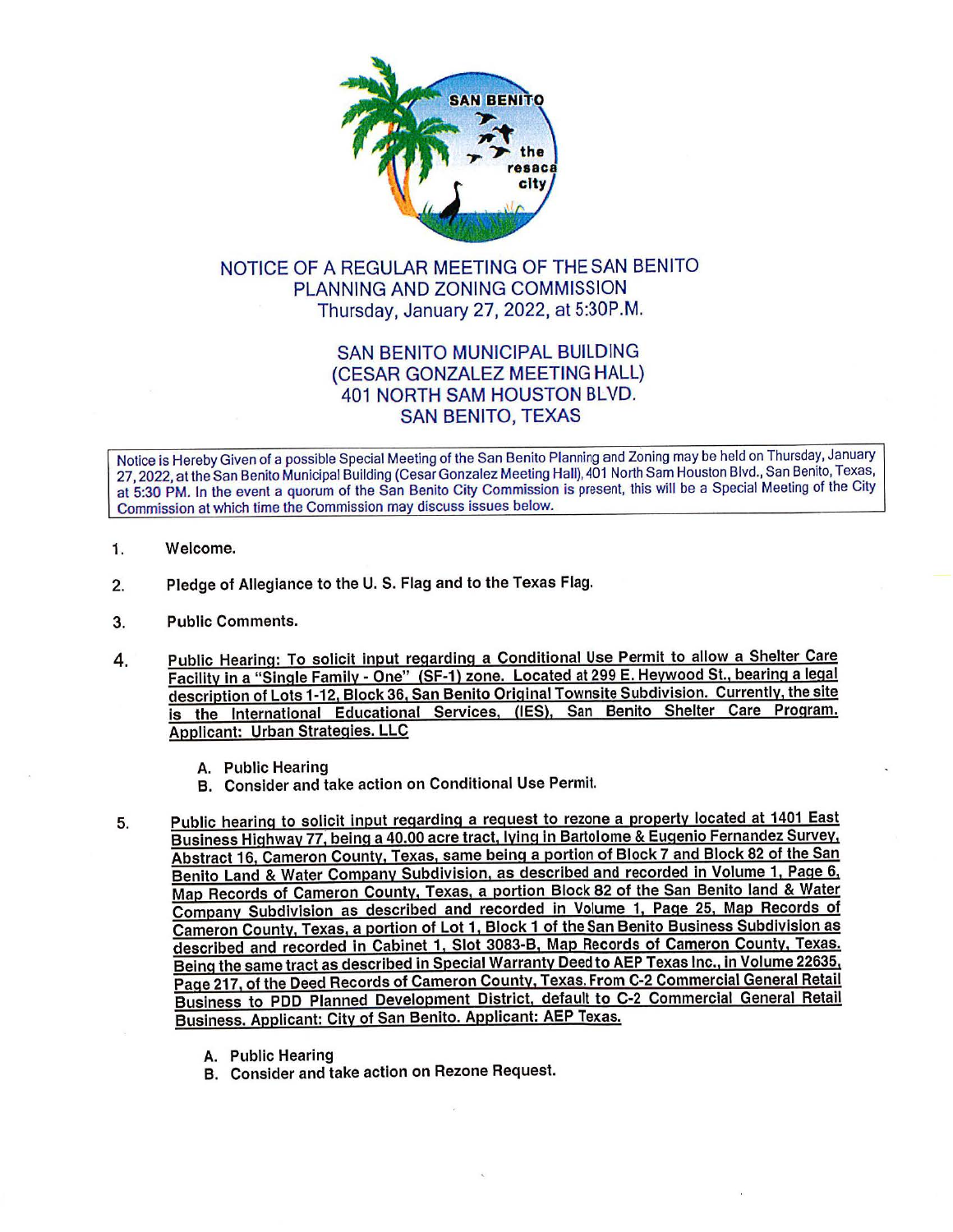# NOTICE OF A REGULAR MEETING OF THE SAN BENITO PLANNING AND ZONING COMMISSION

Thursday, January 27, 2022, at 5:30P.M.

## SAN BENITO MUNICIPAL BUILDING (CESAR GONZALEZ MEETING HALL) 401 NORTH SAM HOUSTON BLVD. SAN BENITO, TEXAS

Notice is Hereby Given of a possible Special Meeting of the San Benito Planning and Zoning may be held on Thursday, January 27, 2022, at the San Benito Municipal Building (Cesar Gonzalez Meeting Hall), 401 North Sam Houston Blvd., San Benito, Texas, at 5:30 PM. In the event a quorum of the San Benito City Commission is present, this will be a Special Meeting of the City Commission at which time the Commission may discuss issues below.

1. **Welcome.**

2. **Pledge of Allegiance to the U. S. Flag and to the Texas Flag.**

3. **Public Comments.**

4. **Public Hearing: To solicit input regarding a Conditional Use Permit to allow a Shelter Care Facility in a "Single Family - One" (SF-1) zone. Located at 299 E. Heywood St., bearing a legal description of Lots 1-12, Block 36, San Benito Original Townsite Subdivision. Currently, the site is the International Educational Services, (IES), San Benito Shelter Care Program. Applicant: Urban Strategies. LLC**

   A. **Public Hearing**
   B. **Consider and take action on Conditional Use Permit.**

5. **Public hearing to solicit input regarding a request to rezone a property located at 1401 East Business Highway 77, being a 40.00 acre tract, lying in Bartolome & Eugenio Fernandez Survey, Abstract 16, Cameron County, Texas, same being a portion of Block 7 and Block 82 of the San Benito Land & Water Company Subdivision, as described and recorded in Volume 1, Page 6, Map Records of Cameron County, Texas, a portion Block 82 of the San Benito land & Water Company Subdivision as described and recorded in Volume 1, Page 25, Map Records of Cameron County, Texas, a portion of Lot 1, Block 1 of the San Benito Business Subdivision as described and recorded in Cabinet 1, Slot 3083-B, Map Records of Cameron County, Texas. Being the same tract as described in Special Warranty Deed to AEP Texas Inc., in Volume 22635, Page 217, of the Deed Records of Cameron County, Texas. From C-2 Commercial General Retail Business to PDD Planned Development District, default to C-2 Commercial General Retail Business. Applicant: City of San Benito. Applicant: AEP Texas.**

   A. **Public Hearing**
   B. **Consider and take action on Rezone Request.**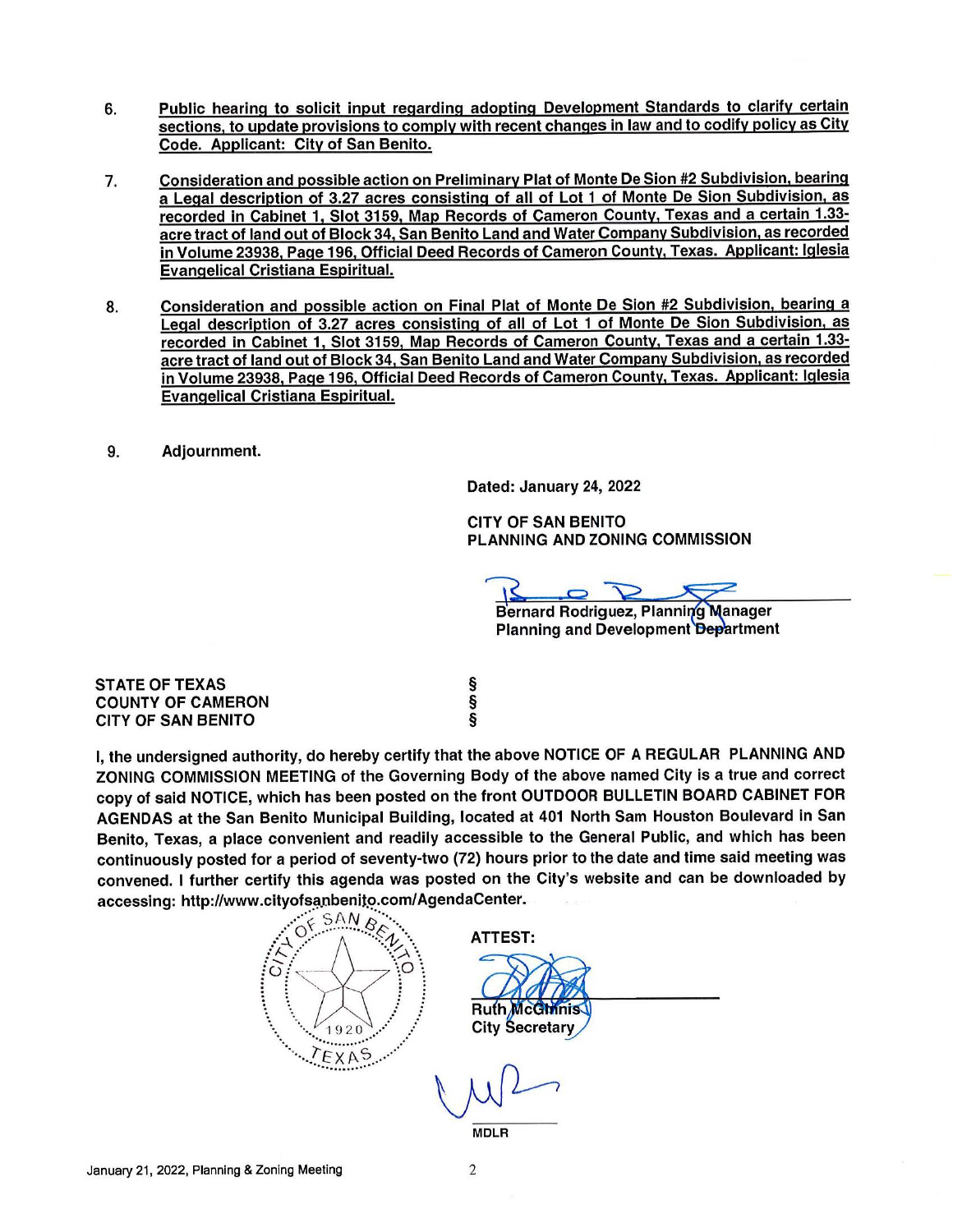6. **Public hearing to solicit input regarding adopting Development Standards to clarify certain sections, to update provisions to comply with recent changes in law and to codify policy as City Code. Applicant: City of San Benito.**

7. **Consideration and possible action on Preliminary Plat of Monte De Sion #2 Subdivision, bearing a Legal description of 3.27 acres consisting of all of Lot 1 of Monte De Sion Subdivision, as recorded in Cabinet 1, Slot 3159, Map Records of Cameron County, Texas and a certain 1.33-acre tract of land out of Block 34, San Benito Land and Water Company Subdivision, as recorded in Volume 23938, Page 196, Official Deed Records of Cameron County, Texas. Applicant: Iglesia Evangelical Cristiana Espiritual.**

8. **Consideration and possible action on Final Plat of Monte De Sion #2 Subdivision, bearing a Legal description of 3.27 acres consisting of all of Lot 1 of Monte De Sion Subdivision, as recorded in Cabinet 1, Slot 3159, Map Records of Cameron County, Texas and a certain 1.33-acre tract of land out of Block 34, San Benito Land and Water Company Subdivision, as recorded in Volume 23938, Page 196, Official Deed Records of Cameron County, Texas. Applicant: Iglesia Evangelical Cristiana Espiritual.**

9. **Adjournment.**

**Dated: January 24, 2022**

**CITY OF SAN BENITO**
**PLANNING AND ZONING COMMISSION**

**Bernard Rodriguez, Planning Manager**
**Planning and Development Department**

**STATE OF TEXAS §**
**COUNTY OF CAMERON §**
**CITY OF SAN BENITO §**

**I, the undersigned authority, do hereby certify that the above NOTICE OF A REGULAR PLANNING AND ZONING COMMISSION MEETING of the Governing Body of the above named City is a true and correct copy of said NOTICE, which has been posted on the front OUTDOOR BULLETIN BOARD CABINET FOR AGENDAS at the San Benito Municipal Building, located at 401 North Sam Houston Boulevard in San Benito, Texas, a place convenient and readily accessible to the General Public, and which has been continuously posted for a period of seventy-two (72) hours prior to the date and time said meeting was convened. I further certify this agenda was posted on the City's website and can be downloaded by accessing: http://www.cityofsanbenito.com/AgendaCenter.**

CITY OF SAN BENITO 1920 TEXAS

**ATTEST:**

**Ruth McGinnis**
**City Secretary**

**MDLR**

January 21, 2022, Planning & Zoning Meeting